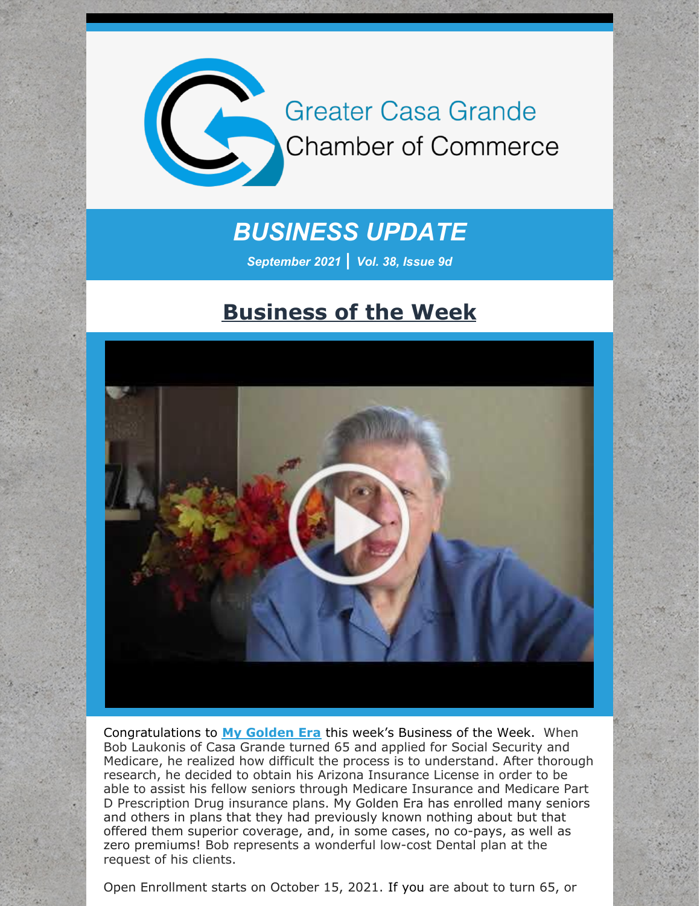Greater Casa Grande
Chamber of Commerce

# *BUSINESS UPDATE*

***September 2021 | Vol. 38, Issue 9d***

## Business of the Week

Congratulations to **My Golden Era** this week's Business of the Week. When Bob Laukonis of Casa Grande turned 65 and applied for Social Security and Medicare, he realized how difficult the process is to understand. After thorough research, he decided to obtain his Arizona Insurance License in order to be able to assist his fellow seniors through Medicare Insurance and Medicare Part D Prescription Drug insurance plans. My Golden Era has enrolled many seniors and others in plans that they had previously known nothing about but that offered them superior coverage, and, in some cases, no co-pays, as well as zero premiums! Bob represents a wonderful low-cost Dental plan at the request of his clients.

Open Enrollment starts on October 15, 2021. If you are about to turn 65, or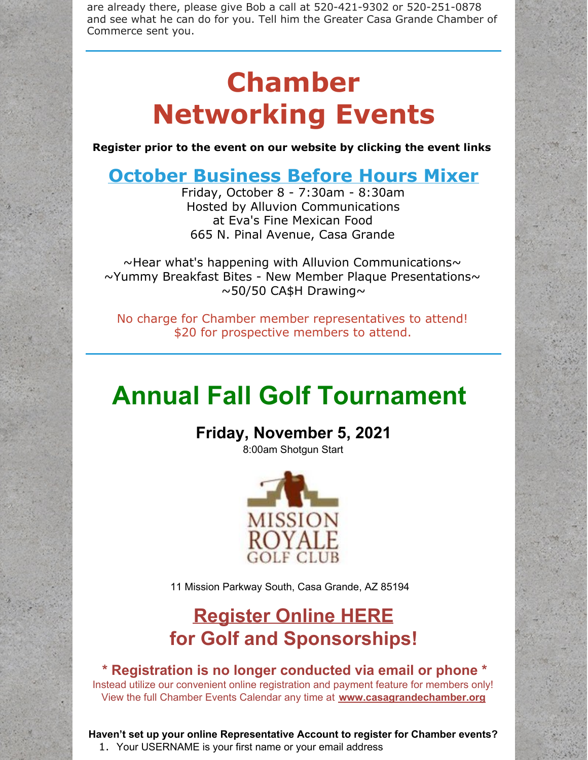are already there, please give Bob a call at 520-421-9302 or 520-251-0878 and see what he can do for you. Tell him the Greater Casa Grande Chamber of Commerce sent you.

---

# Chamber Networking Events

**Register prior to the event on our website by clicking the event links**

## October Business Before Hours Mixer

Friday, October 8 - 7:30am - 8:30am
Hosted by Alluvion Communications
at Eva's Fine Mexican Food
665 N. Pinal Avenue, Casa Grande

~Hear what's happening with Alluvion Communications~
~Yummy Breakfast Bites - New Member Plaque Presentations~
~50/50 CA$H Drawing~

No charge for Chamber member representatives to attend!
$20 for prospective members to attend.

---

# Annual Fall Golf Tournament

### Friday, November 5, 2021

8:00am Shotgun Start

MISSION ROYALE GOLF CLUB

11 Mission Parkway South, Casa Grande, AZ 85194

## Register Online HERE for Golf and Sponsorships!

### * Registration is no longer conducted via email or phone *

Instead utilize our convenient online registration and payment feature for members only!
View the full Chamber Events Calendar any time at **www.casagrandechamber.org**

**Haven't set up your online Representative Account to register for Chamber events?**

1. Your USERNAME is your first name or your email address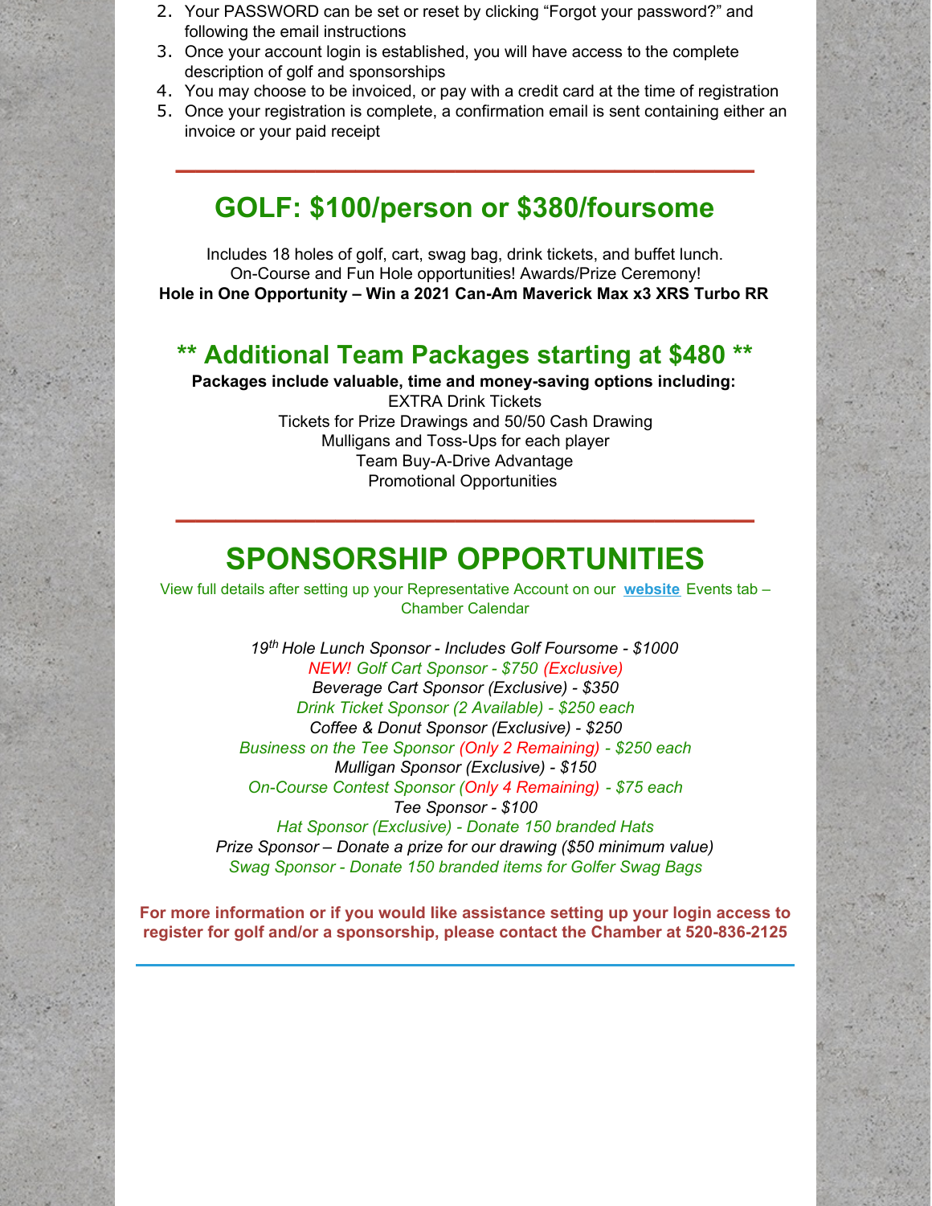2. Your PASSWORD can be set or reset by clicking “Forgot your password?” and following the email instructions
3. Once your account login is established, you will have access to the complete description of golf and sponsorships
4. You may choose to be invoiced, or pay with a credit card at the time of registration
5. Once your registration is complete, a confirmation email is sent containing either an invoice or your paid receipt

---

## GOLF: $100/person or $380/foursome

Includes 18 holes of golf, cart, swag bag, drink tickets, and buffet lunch.
On-Course and Fun Hole opportunities! Awards/Prize Ceremony!
**Hole in One Opportunity – Win a 2021 Can-Am Maverick Max x3 XRS Turbo RR**

### ** Additional Team Packages starting at $480 **

**Packages include valuable, time and money-saving options including:**
EXTRA Drink Tickets
Tickets for Prize Drawings and 50/50 Cash Drawing
Mulligans and Toss-Ups for each player
Team Buy-A-Drive Advantage
Promotional Opportunities

---

## SPONSORSHIP OPPORTUNITIES

View full details after setting up your Representative Account on our **website** Events tab – Chamber Calendar

*19th Hole Lunch Sponsor - Includes Golf Foursome - $1000*
*NEW! Golf Cart Sponsor - $750 (Exclusive)*
*Beverage Cart Sponsor (Exclusive) - $350*
*Drink Ticket Sponsor (2 Available) - $250 each*
*Coffee & Donut Sponsor (Exclusive) - $250*
*Business on the Tee Sponsor (Only 2 Remaining) - $250 each*
*Mulligan Sponsor (Exclusive) - $150*
*On-Course Contest Sponsor (Only 4 Remaining) - $75 each*
*Tee Sponsor - $100*
*Hat Sponsor (Exclusive) - Donate 150 branded Hats*
*Prize Sponsor – Donate a prize for our drawing ($50 minimum value)*
*Swag Sponsor - Donate 150 branded items for Golfer Swag Bags*

**For more information or if you would like assistance setting up your login access to register for golf and/or a sponsorship, please contact the Chamber at 520-836-2125**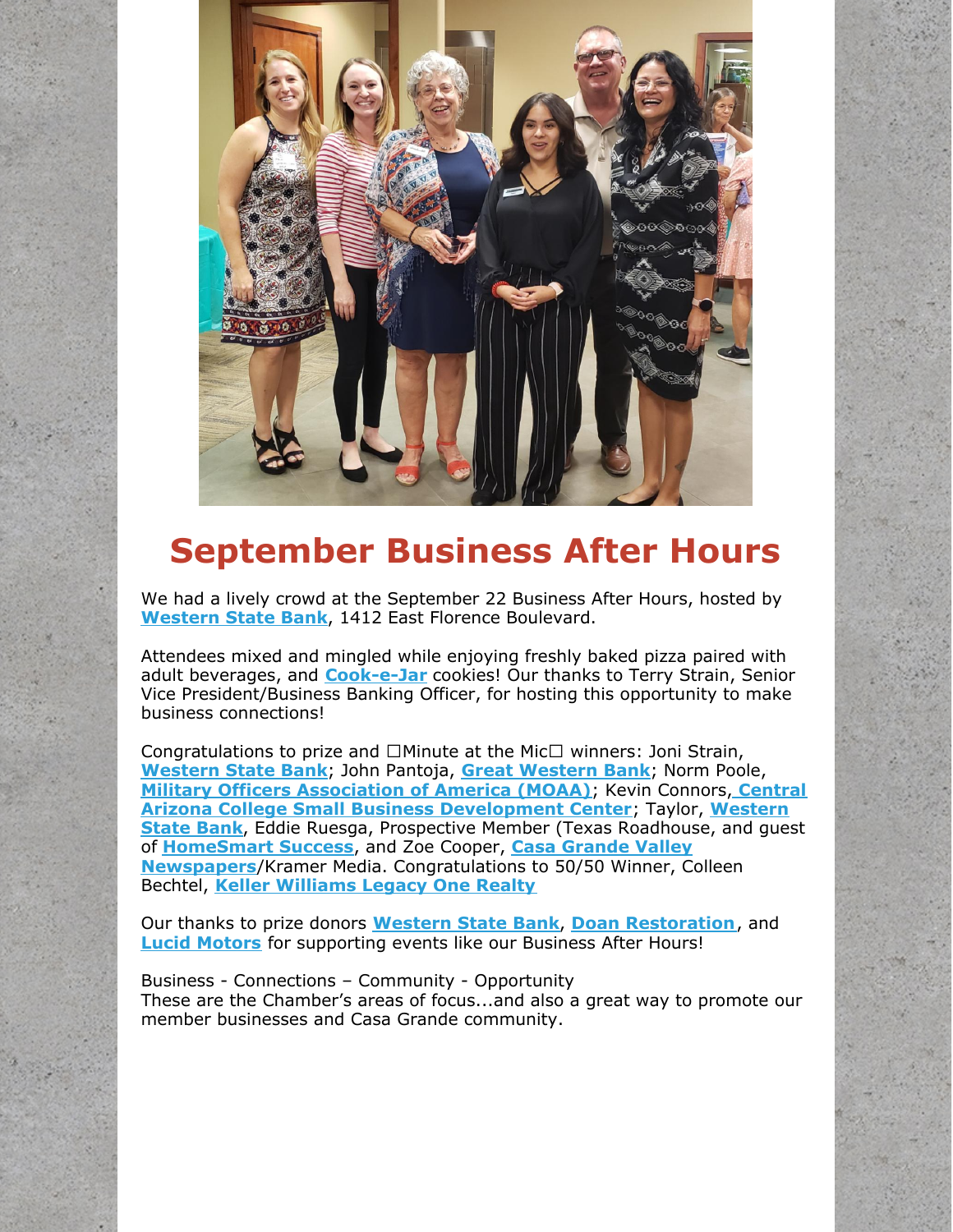# September Business After Hours

We had a lively crowd at the September 22 Business After Hours, hosted by **Western State Bank**, 1412 East Florence Boulevard.

Attendees mixed and mingled while enjoying freshly baked pizza paired with adult beverages, and **Cook-e-Jar** cookies! Our thanks to Terry Strain, Senior Vice President/Business Banking Officer, for hosting this opportunity to make business connections!

Congratulations to prize and □Minute at the Mic□ winners: Joni Strain, **Western State Bank**; John Pantoja, **Great Western Bank**; Norm Poole, **Military Officers Association of America (MOAA)**; Kevin Connors, **Central Arizona College Small Business Development Center**; Taylor, **Western State Bank**, Eddie Ruesga, Prospective Member (Texas Roadhouse, and guest of **HomeSmart Success**, and Zoe Cooper, **Casa Grande Valley Newspapers**/Kramer Media. Congratulations to 50/50 Winner, Colleen Bechtel, **Keller Williams Legacy One Realty**

Our thanks to prize donors **Western State Bank**, **Doan Restoration**, and **Lucid Motors** for supporting events like our Business After Hours!

Business - Connections – Community - Opportunity
These are the Chamber's areas of focus...and also a great way to promote our member businesses and Casa Grande community.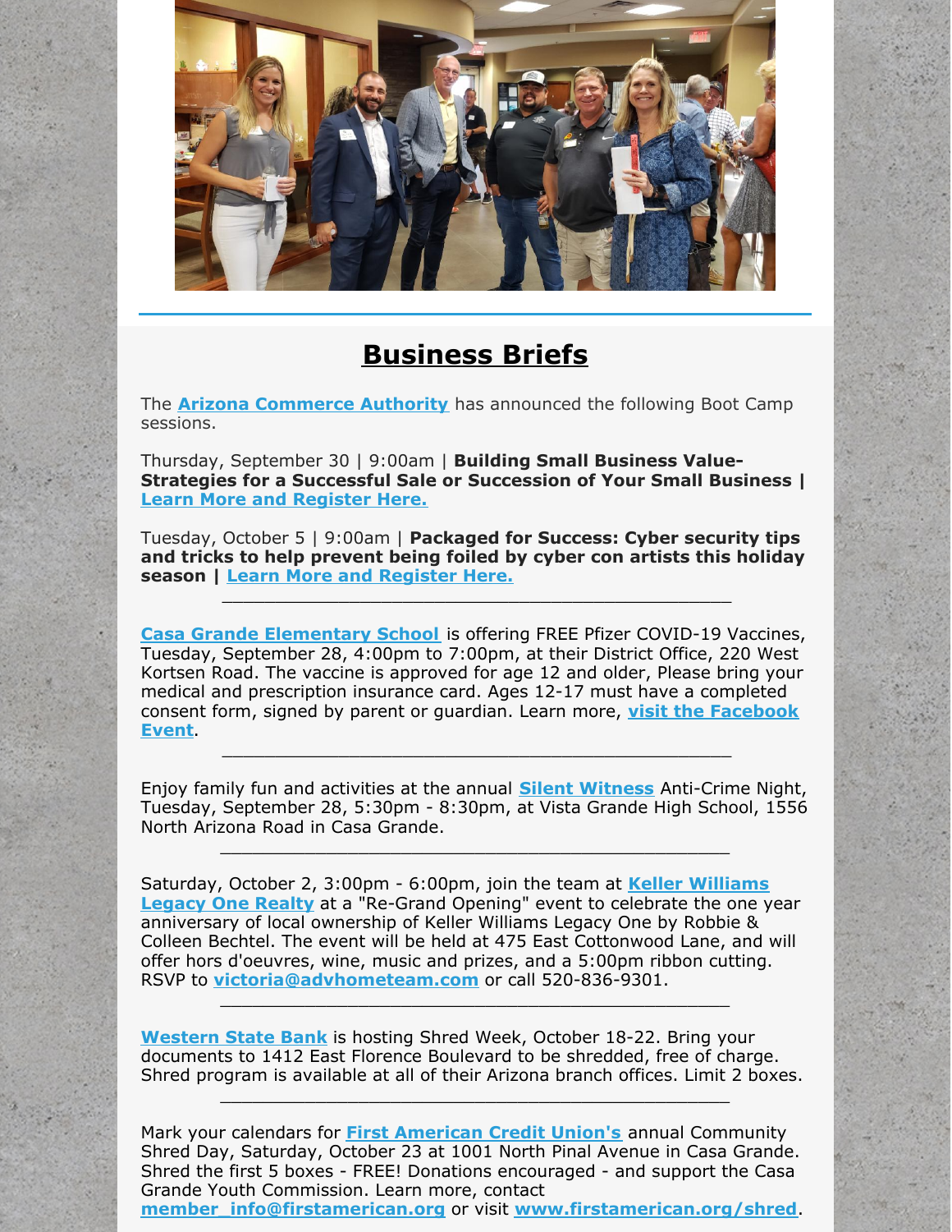## Business Briefs

The **Arizona Commerce Authority** has announced the following Boot Camp sessions.

Thursday, September 30 | 9:00am | **Building Small Business Value-Strategies for a Successful Sale or Succession of Your Small Business | Learn More and Register Here.**

Tuesday, October 5 | 9:00am | **Packaged for Success: Cyber security tips and tricks to help prevent being foiled by cyber con artists this holiday season | Learn More and Register Here.**

---

**Casa Grande Elementary School** is offering FREE Pfizer COVID-19 Vaccines, Tuesday, September 28, 4:00pm to 7:00pm, at their District Office, 220 West Kortsen Road. The vaccine is approved for age 12 and older, Please bring your medical and prescription insurance card. Ages 12-17 must have a completed consent form, signed by parent or guardian. Learn more, **visit the Facebook Event**.

---

Enjoy family fun and activities at the annual **Silent Witness** Anti-Crime Night, Tuesday, September 28, 5:30pm - 8:30pm, at Vista Grande High School, 1556 North Arizona Road in Casa Grande.

---

Saturday, October 2, 3:00pm - 6:00pm, join the team at **Keller Williams Legacy One Realty** at a "Re-Grand Opening" event to celebrate the one year anniversary of local ownership of Keller Williams Legacy One by Robbie & Colleen Bechtel. The event will be held at 475 East Cottonwood Lane, and will offer hors d'oeuvres, wine, music and prizes, and a 5:00pm ribbon cutting. RSVP to **victoria@advhometeam.com** or call 520-836-9301.

---

**Western State Bank** is hosting Shred Week, October 18-22. Bring your documents to 1412 East Florence Boulevard to be shredded, free of charge. Shred program is available at all of their Arizona branch offices. Limit 2 boxes.

---

Mark your calendars for **First American Credit Union's** annual Community Shred Day, Saturday, October 23 at 1001 North Pinal Avenue in Casa Grande. Shred the first 5 boxes - FREE! Donations encouraged - and support the Casa Grande Youth Commission. Learn more, contact **member_info@firstamerican.org** or visit **www.firstamerican.org/shred**.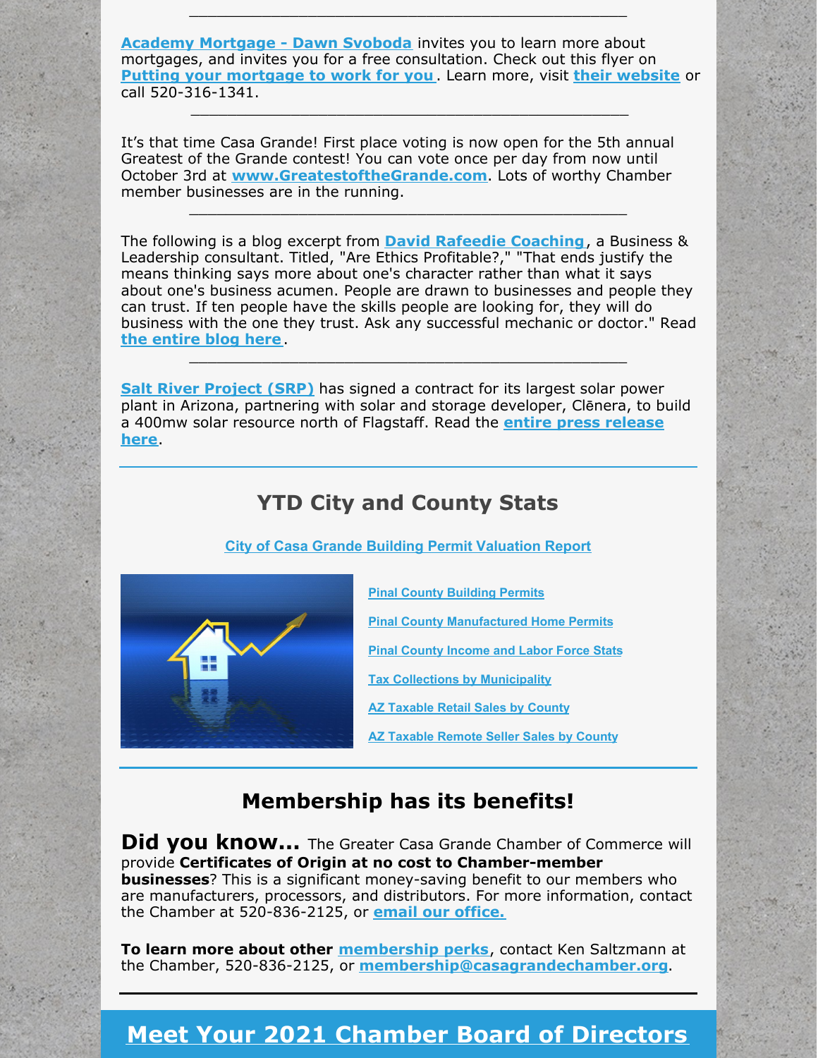---

**Academy Mortgage - Dawn Svoboda** invites you to learn more about mortgages, and invites you for a free consultation. Check out this flyer on **Putting your mortgage to work for you**. Learn more, visit **their website** or call 520-316-1341.

---

It's that time Casa Grande! First place voting is now open for the 5th annual Greatest of the Grande contest! You can vote once per day from now until October 3rd at **www.GreatestoftheGrande.com**. Lots of worthy Chamber member businesses are in the running.

---

The following is a blog excerpt from **David Rafeedie Coaching**, a Business & Leadership consultant. Titled, "Are Ethics Profitable?," "That ends justify the means thinking says more about one's character rather than what it says about one's business acumen. People are drawn to businesses and people they can trust. If ten people have the skills people are looking for, they will do business with the one they trust. Ask any successful mechanic or doctor." Read **the entire blog here**.

---

**Salt River Project (SRP)** has signed a contract for its largest solar power plant in Arizona, partnering with solar and storage developer, Clēnera, to build a 400mw solar resource north of Flagstaff. Read the **entire press release here**.

---

## YTD City and County Stats

**City of Casa Grande Building Permit Valuation Report**

- **Pinal County Building Permits**
- **Pinal County Manufactured Home Permits**
- **Pinal County Income and Labor Force Stats**
- **Tax Collections by Municipality**
- **AZ Taxable Retail Sales by County**
- **AZ Taxable Remote Seller Sales by County**

---

## Membership has its benefits!

**Did you know...** The Greater Casa Grande Chamber of Commerce will provide **Certificates of Origin at no cost to Chamber-member businesses**? This is a significant money-saving benefit to our members who are manufacturers, processors, and distributors. For more information, contact the Chamber at 520-836-2125, or **email our office.**

**To learn more about other membership perks**, contact Ken Saltzmann at the Chamber, 520-836-2125, or **membership@casagrandechamber.org**.

---

## Meet Your 2021 Chamber Board of Directors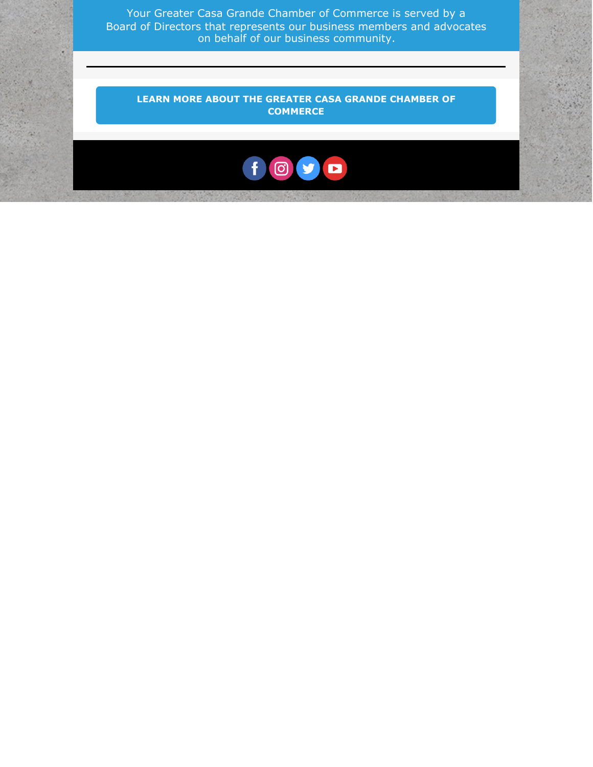Your Greater Casa Grande Chamber of Commerce is served by a Board of Directors that represents our business members and advocates on behalf of our business community.

---

**LEARN MORE ABOUT THE GREATER CASA GRANDE CHAMBER OF COMMERCE**